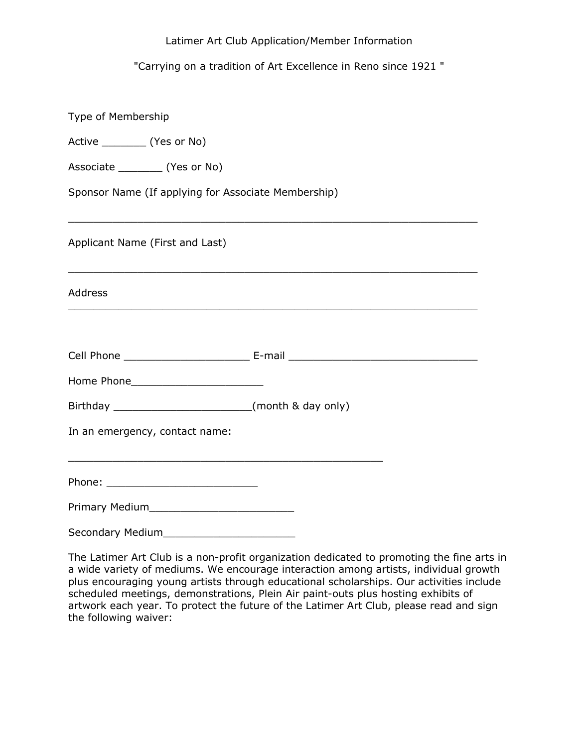Latimer Art Club Application/Member Information

"Carrying on a tradition of Art Excellence in Reno since 1921 "

Type of Membership

Active _______ (Yes or No)

Associate _______ (Yes or No)

Sponsor Name (If applying for Associate Membership)

_________________________________________________________________

Applicant Name (First and Last)

_________________________________________________________________

Address

_________________________________________________________________

Cell Phone ____________________ E-mail ______________________________

Home Phone_____________________

Birthday ______________________(month & day only)

In an emergency, contact name:

__________________________________________________

Phone: ________________________

Primary Medium_______________________

Secondary Medium_____________________

The Latimer Art Club is a non-profit organization dedicated to promoting the fine arts in a wide variety of mediums. We encourage interaction among artists, individual growth plus encouraging young artists through educational scholarships. Our activities include scheduled meetings, demonstrations, Plein Air paint-outs plus hosting exhibits of artwork each year. To protect the future of the Latimer Art Club, please read and sign the following waiver: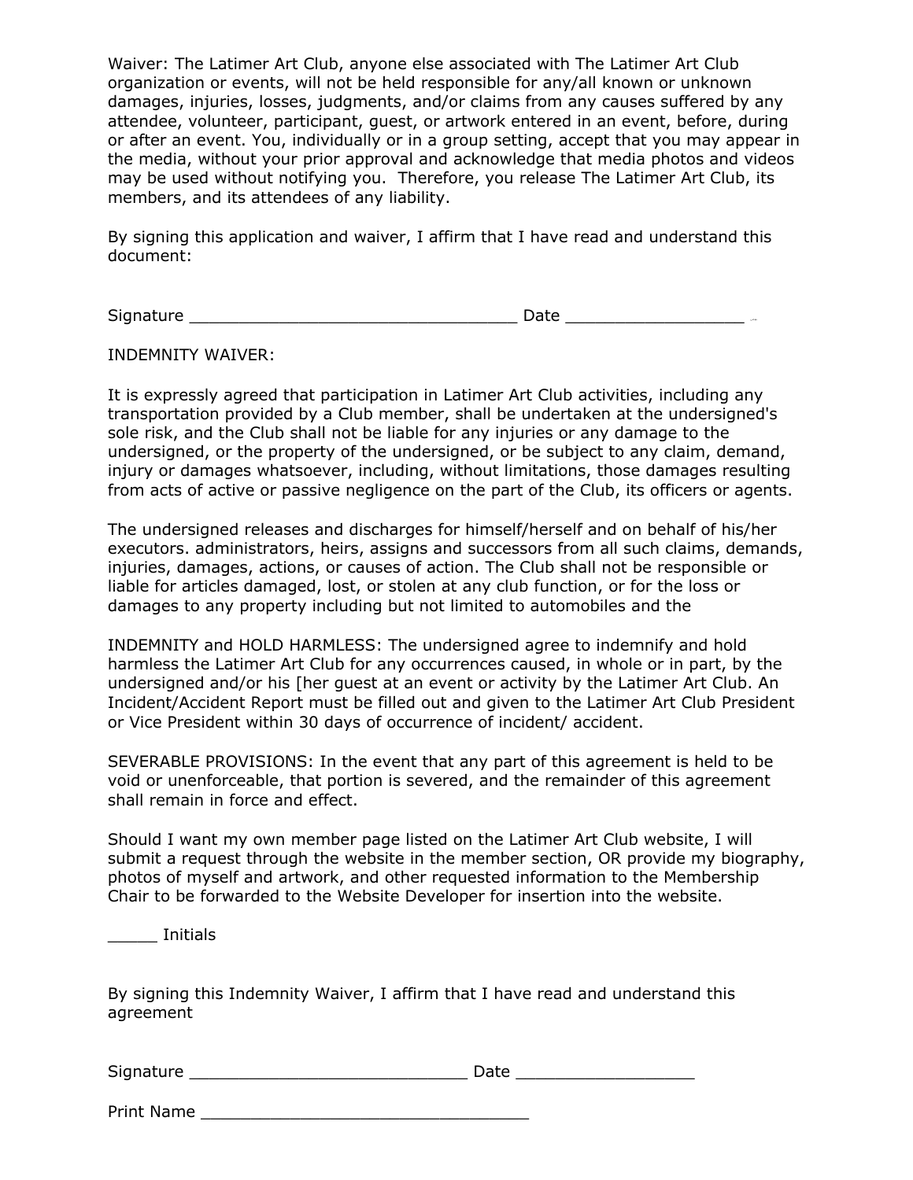Waiver: The Latimer Art Club, anyone else associated with The Latimer Art Club organization or events, will not be held responsible for any/all known or unknown damages, injuries, losses, judgments, and/or claims from any causes suffered by any attendee, volunteer, participant, guest, or artwork entered in an event, before, during or after an event. You, individually or in a group setting, accept that you may appear in the media, without your prior approval and acknowledge that media photos and videos may be used without notifying you. Therefore, you release The Latimer Art Club, its members, and its attendees of any liability.

By signing this application and waiver, I affirm that I have read and understand this document:

Signature _________________________________ Date __________________

INDEMNITY WAIVER:

It is expressly agreed that participation in Latimer Art Club activities, including any transportation provided by a Club member, shall be undertaken at the undersigned's sole risk, and the Club shall not be liable for any injuries or any damage to the undersigned, or the property of the undersigned, or be subject to any claim, demand, injury or damages whatsoever, including, without limitations, those damages resulting from acts of active or passive negligence on the part of the Club, its officers or agents.

The undersigned releases and discharges for himself/herself and on behalf of his/her executors. administrators, heirs, assigns and successors from all such claims, demands, injuries, damages, actions, or causes of action. The Club shall not be responsible or liable for articles damaged, lost, or stolen at any club function, or for the loss or damages to any property including but not limited to automobiles and the

INDEMNITY and HOLD HARMLESS: The undersigned agree to indemnify and hold harmless the Latimer Art Club for any occurrences caused, in whole or in part, by the undersigned and/or his [her guest at an event or activity by the Latimer Art Club. An Incident/Accident Report must be filled out and given to the Latimer Art Club President or Vice President within 30 days of occurrence of incident/ accident.

SEVERABLE PROVISIONS: In the event that any part of this agreement is held to be void or unenforceable, that portion is severed, and the remainder of this agreement shall remain in force and effect.

Should I want my own member page listed on the Latimer Art Club website, I will submit a request through the website in the member section, OR provide my biography, photos of myself and artwork, and other requested information to the Membership Chair to be forwarded to the Website Developer for insertion into the website.

_____ Initials

By signing this Indemnity Waiver, I affirm that I have read and understand this agreement

Signature ____________________________ Date __________________

Print Name _________________________________